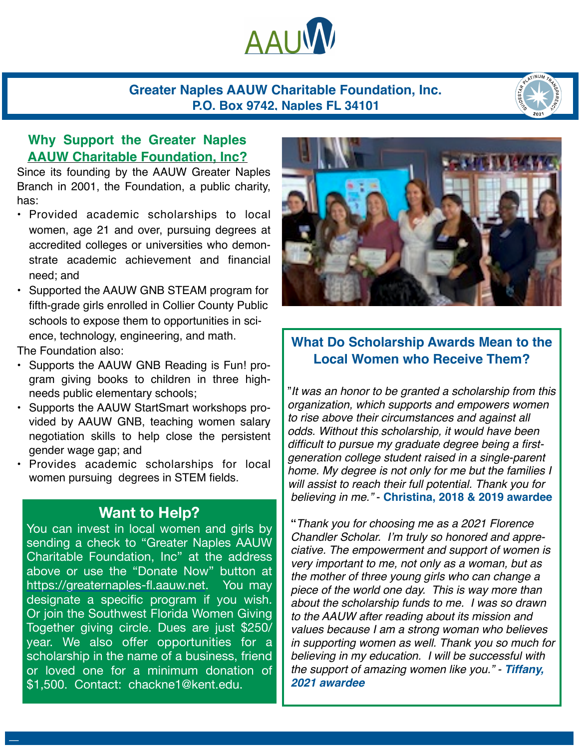AAUW

**Greater Naples AAUW Charitable Foundation, Inc.**
**P.O. Box 9742, Naples FL 34101**

## Why Support the Greater Naples AAUW Charitable Foundation, Inc?

Since its founding by the AAUW Greater Naples Branch in 2001, the Foundation, a public charity, has:

- Provided academic scholarships to local women, age 21 and over, pursuing degrees at accredited colleges or universities who demonstrate academic achievement and financial need; and
- Supported the AAUW GNB STEAM program for fifth-grade girls enrolled in Collier County Public schools to expose them to opportunities in science, technology, engineering, and math.

The Foundation also:

- Supports the AAUW GNB Reading is Fun! program giving books to children in three high-needs public elementary schools;
- Supports the AAUW StartSmart workshops provided by AAUW GNB, teaching women salary negotiation skills to help close the persistent gender wage gap; and
- Provides academic scholarships for local women pursuing degrees in STEM fields.

## Want to Help?

You can invest in local women and girls by sending a check to "Greater Naples AAUW Charitable Foundation, Inc" at the address above or use the "Donate Now" button at https://greaternaples-fl.aauw.net. You may designate a specific program if you wish. Or join the Southwest Florida Women Giving Together giving circle. Dues are just $250/year. We also offer opportunities for a scholarship in the name of a business, friend or loved one for a minimum donation of $1,500. Contact: chackne1@kent.edu.

## What Do Scholarship Awards Mean to the Local Women who Receive Them?

"*It was an honor to be granted a scholarship from this organization, which supports and empowers women to rise above their circumstances and against all odds. Without this scholarship, it would have been difficult to pursue my graduate degree being a first-generation college student raised in a single-parent home. My degree is not only for me but the families I will assist to reach their full potential. Thank you for believing in me."* - **Christina, 2018 & 2019 awardee**

**"***Thank you for choosing me as a 2021 Florence Chandler Scholar. I'm truly so honored and appreciative. The empowerment and support of women is very important to me, not only as a woman, but as the mother of three young girls who can change a piece of the world one day. This is way more than about the scholarship funds to me. I was so drawn to the AAUW after reading about its mission and values because I am a strong woman who believes in supporting women as well. Thank you so much for believing in my education. I will be successful with the support of amazing women like you."* - ***Tiffany, 2021 awardee***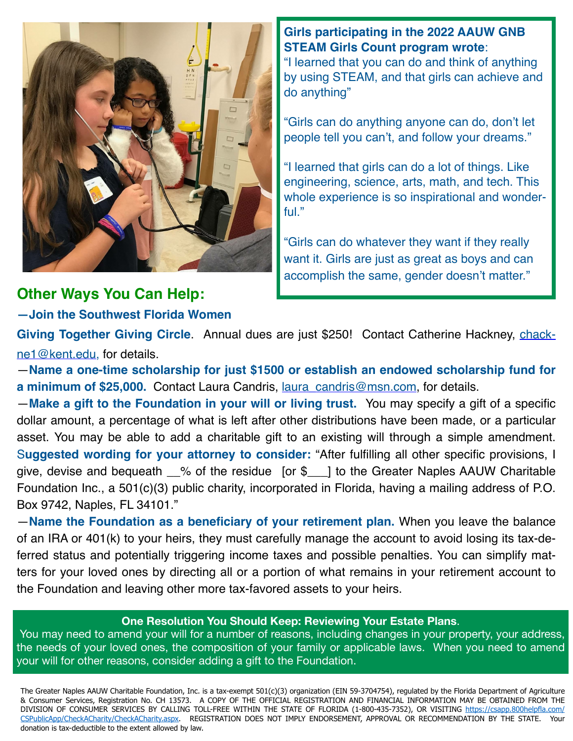**Girls participating in the 2022 AAUW GNB STEAM Girls Count program wrote**:

"I learned that you can do and think of anything by using STEAM, and that girls can achieve and do anything"

"Girls can do anything anyone can do, don't let people tell you can't, and follow your dreams."

"I learned that girls can do a lot of things. Like engineering, science, arts, math, and tech. This whole experience is so inspirational and wonderful."

"Girls can do whatever they want if they really want it. Girls are just as great as boys and can accomplish the same, gender doesn't matter."

## Other Ways You Can Help:

—**Join the Southwest Florida Women Giving Together Giving Circle**. Annual dues are just $250! Contact Catherine Hackney, chackne1@kent.edu, for details.

—**Name a one-time scholarship for just $1500 or establish an endowed scholarship fund for a minimum of $25,000.** Contact Laura Candris, laura_candris@msn.com, for details.

—**Make a gift to the Foundation in your will or living trust.** You may specify a gift of a specific dollar amount, a percentage of what is left after other distributions have been made, or a particular asset. You may be able to add a charitable gift to an existing will through a simple amendment. **Suggested wording for your attorney to consider:** "After fulfilling all other specific provisions, I give, devise and bequeath __% of the residue [or $___] to the Greater Naples AAUW Charitable Foundation Inc., a 501(c)(3) public charity, incorporated in Florida, having a mailing address of P.O. Box 9742, Naples, FL 34101."

—**Name the Foundation as a beneficiary of your retirement plan.** When you leave the balance of an IRA or 401(k) to your heirs, they must carefully manage the account to avoid losing its tax-deferred status and potentially triggering income taxes and possible penalties. You can simplify matters for your loved ones by directing all or a portion of what remains in your retirement account to the Foundation and leaving other more tax-favored assets to your heirs.

**One Resolution You Should Keep: Reviewing Your Estate Plans.**

You may need to amend your will for a number of reasons, including changes in your property, your address, the needs of your loved ones, the composition of your family or applicable laws. When you need to amend your will for other reasons, consider adding a gift to the Foundation.

The Greater Naples AAUW Charitable Foundation, Inc. is a tax-exempt 501(c)(3) organization (EIN 59-3704754), regulated by the Florida Department of Agriculture & Consumer Services, Registration No. CH 13573. A COPY OF THE OFFICIAL REGISTRATION AND FINANCIAL INFORMATION MAY BE OBTAINED FROM THE DIVISION OF CONSUMER SERVICES BY CALLING TOLL-FREE WITHIN THE STATE OF FLORIDA (1-800-435-7352), OR VISITING https://csapp.800helpfla.com/CSPublicApp/CheckACharity/CheckACharity.aspx. REGISTRATION DOES NOT IMPLY ENDORSEMENT, APPROVAL OR RECOMMENDATION BY THE STATE. Your donation is tax-deductible to the extent allowed by law.